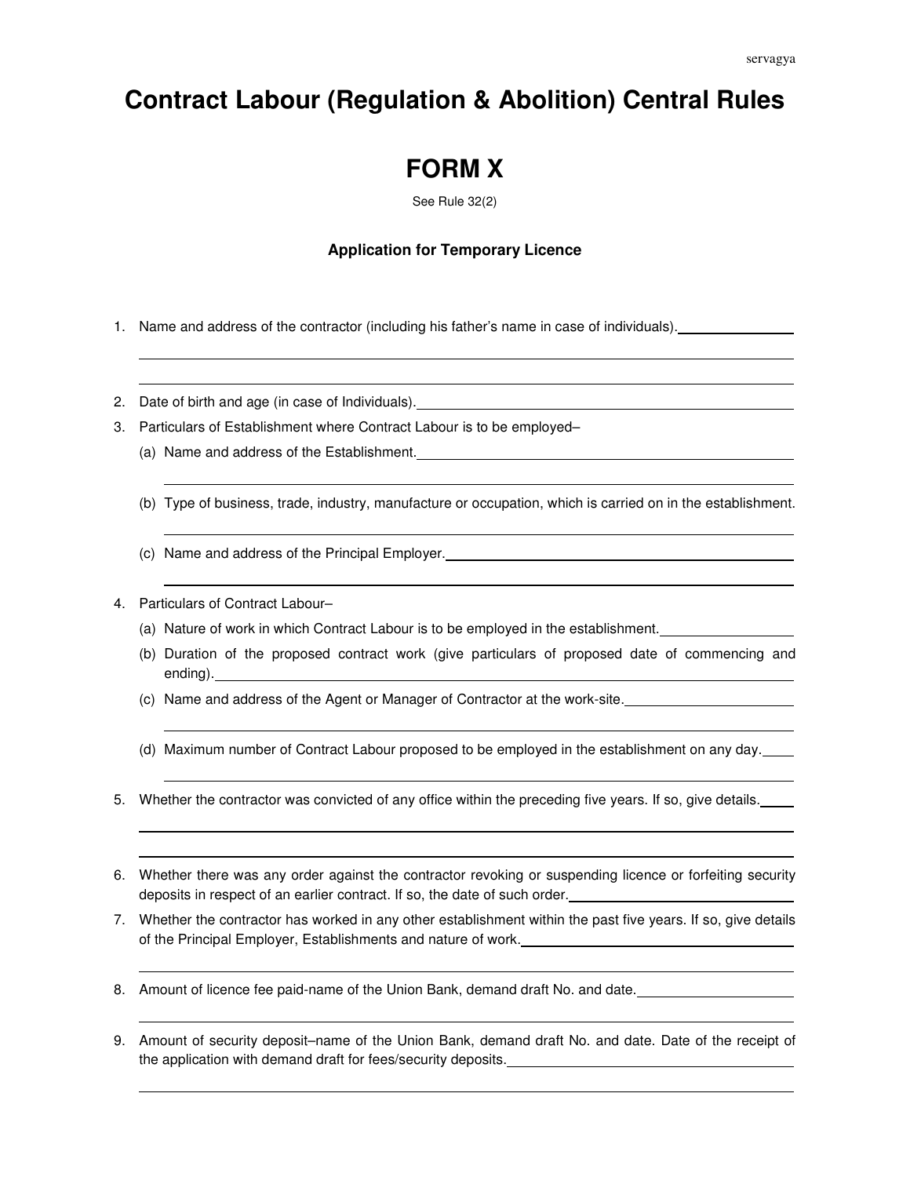# Contract Labour (Regulation & Abolition) Central Rules

# FORM X

See Rule 32(2)

**Application for Temporary Licence**

1. Name and address of the contractor (including his father's name in case of individuals).
2. Date of birth and age (in case of Individuals).
3. Particulars of Establishment where Contract Labour is to be employed–
   (a) Name and address of the Establishment.
   (b) Type of business, trade, industry, manufacture or occupation, which is carried on in the establishment.
   (c) Name and address of the Principal Employer.
4. Particulars of Contract Labour–
   (a) Nature of work in which Contract Labour is to be employed in the establishment.
   (b) Duration of the proposed contract work (give particulars of proposed date of commencing and ending).
   (c) Name and address of the Agent or Manager of Contractor at the work-site.
   (d) Maximum number of Contract Labour proposed to be employed in the establishment on any day.
5. Whether the contractor was convicted of any office within the preceding five years. If so, give details.
6. Whether there was any order against the contractor revoking or suspending licence or forfeiting security deposits in respect of an earlier contract. If so, the date of such order.
7. Whether the contractor has worked in any other establishment within the past five years. If so, give details of the Principal Employer, Establishments and nature of work.
8. Amount of licence fee paid-name of the Union Bank, demand draft No. and date.
9. Amount of security deposit–name of the Union Bank, demand draft No. and date. Date of the receipt of the application with demand draft for fees/security deposits.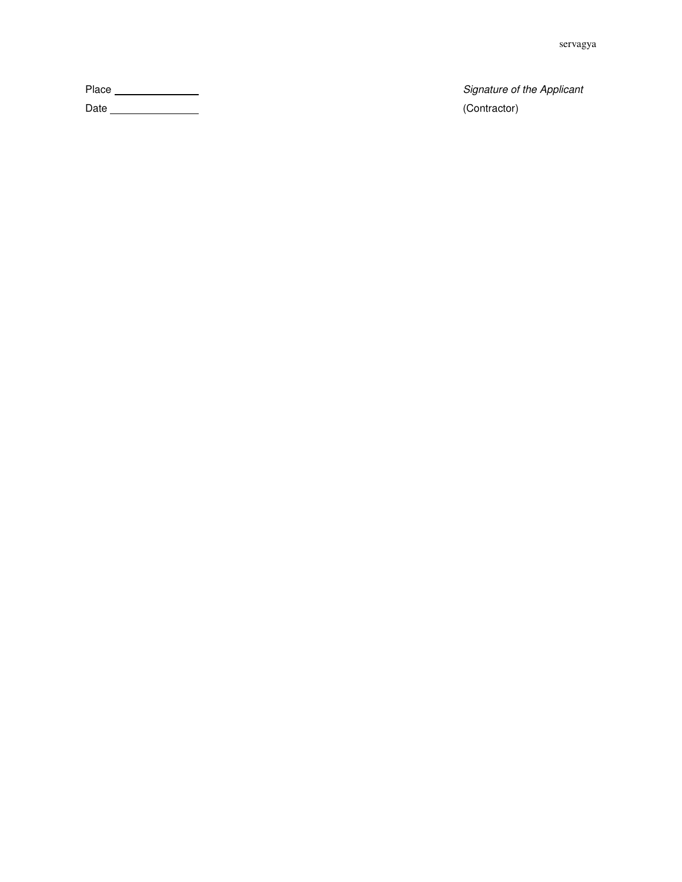Place ______________ *Signature of the Applicant*

Date ______________ (Contractor)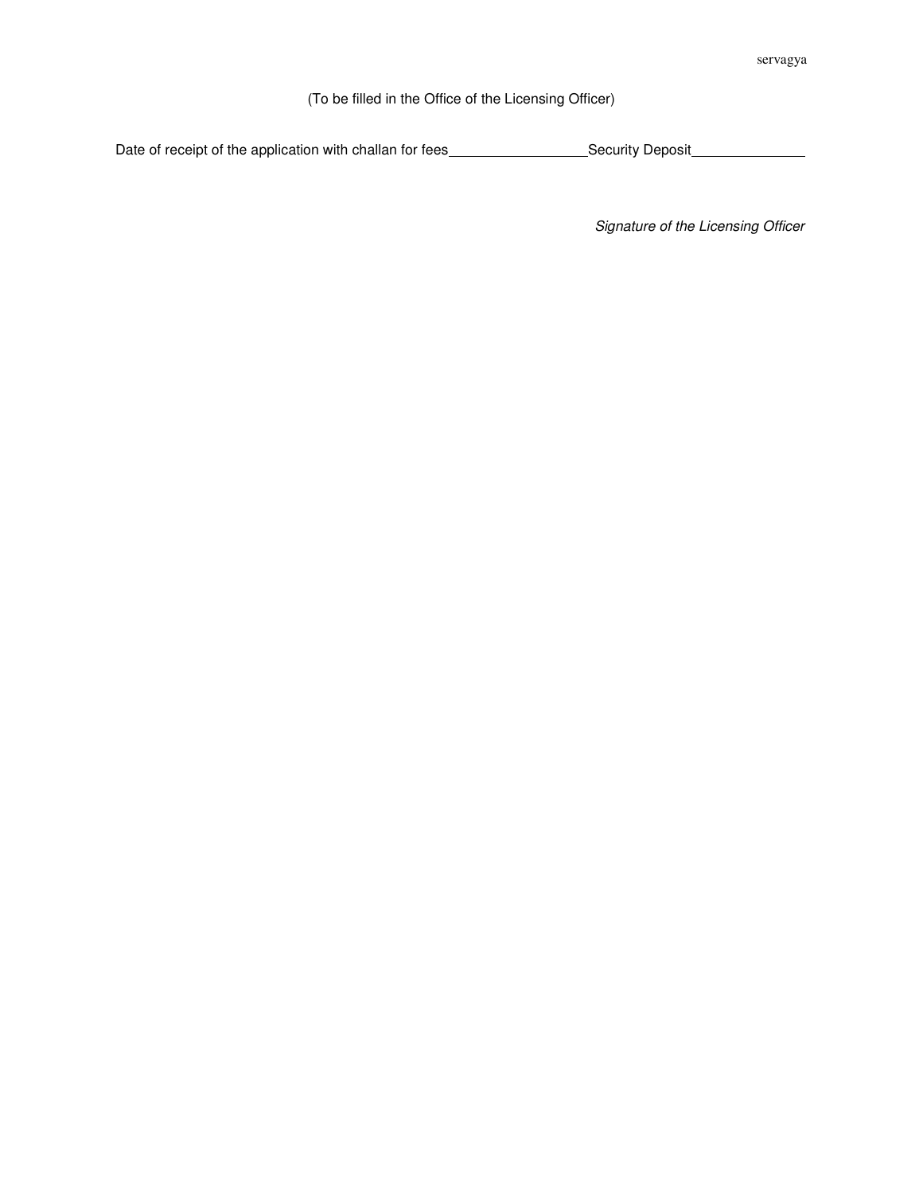(To be filled in the Office of the Licensing Officer)

Date of receipt of the application with challan for fees__________________Security Deposit_______________

*Signature of the Licensing Officer*